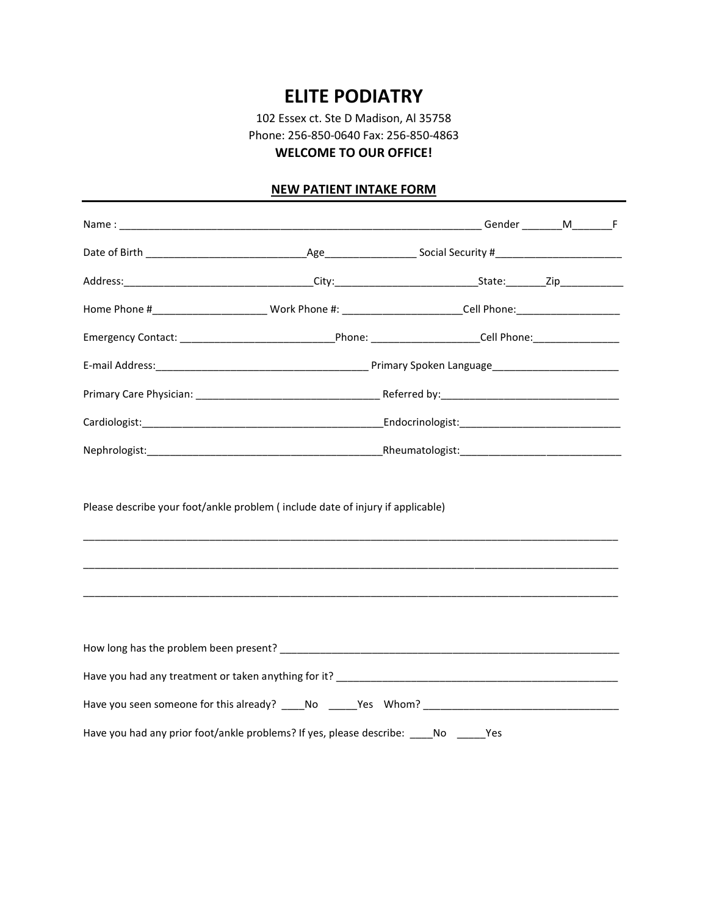# ELITE PODIATRY

102 Essex ct. Ste D Madison, Al 35758

Phone: 256-850-0640 Fax: 256-850-4863

**WELCOME TO OUR OFFICE!**

## NEW PATIENT INTAKE FORM

Name : _______________________________________________________________ Gender _______M_______F

Date of Birth ____________________________Age________________ Social Security #______________________

Address:_________________________________City:_________________________State:_______Zip___________

Home Phone #____________________ Work Phone #: _____________________Cell Phone:__________________

Emergency Contact: ___________________________Phone: ___________________Cell Phone:_______________

E-mail Address:_____________________________________ Primary Spoken Language______________________

Primary Care Physician: ________________________________ Referred by:_______________________________

Cardiologist:_________________________________________Endocrinologist:____________________________

Nephrologist:_________________________________________Rheumatologist:_____________________________

Please describe your foot/ankle problem ( include date of injury if applicable)

_____________________________________________________________________________________________

_____________________________________________________________________________________________

_____________________________________________________________________________________________

How long has the problem been present? ____________________________________________________________

Have you had any treatment or taken anything for it? __________________________________________________

Have you seen someone for this already? ____No _____Yes Whom? __________________________________

Have you had any prior foot/ankle problems? If yes, please describe: ____No _____Yes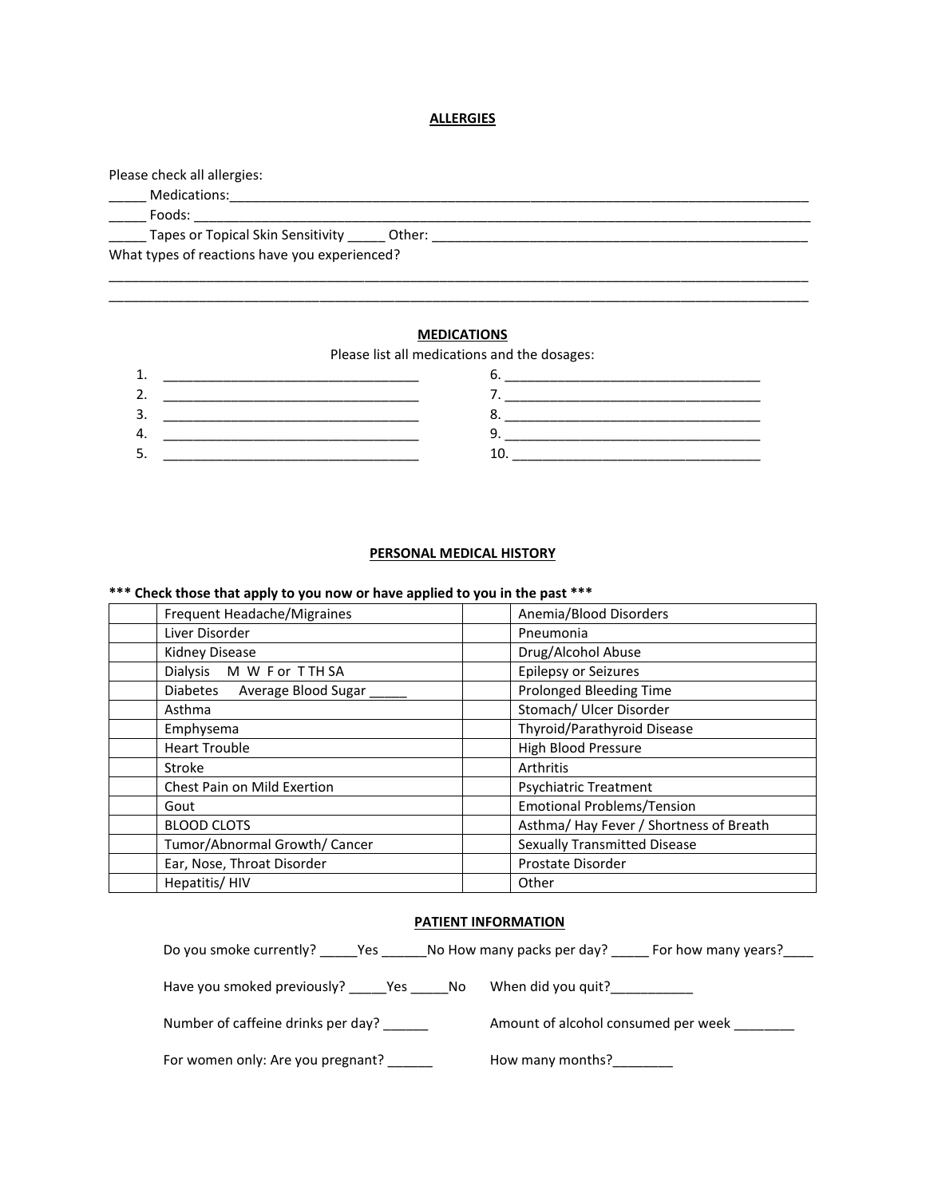## ALLERGIES

Please check all allergies:

_____ Medications:___________________________________________________________________________

_____ Foods: _________________________________________________________________________________

_____ Tapes or Topical Skin Sensitivity _____ Other: _______________________________________________

What types of reactions have you experienced?

_______________________________________________________________________________________________

_______________________________________________________________________________________________

## MEDICATIONS

Please list all medications and the dosages:

1. ___________________________________ 6. ___________________________________
2. ___________________________________ 7. ___________________________________
3. ___________________________________ 8. ___________________________________
4. ___________________________________ 9. ___________________________________
5. ___________________________________ 10. __________________________________

## PERSONAL MEDICAL HISTORY

**\*\*\* Check those that apply to you now or have applied to you in the past \*\*\***

| | | | |
|---|---|---|---|
| | Frequent Headache/Migraines | | Anemia/Blood Disorders |
| | Liver Disorder | | Pneumonia |
| | Kidney Disease | | Drug/Alcohol Abuse |
| | Dialysis M W F or T TH SA | | Epilepsy or Seizures |
| | Diabetes Average Blood Sugar _____ | | Prolonged Bleeding Time |
| | Asthma | | Stomach/ Ulcer Disorder |
| | Emphysema | | Thyroid/Parathyroid Disease |
| | Heart Trouble | | High Blood Pressure |
| | Stroke | | Arthritis |
| | Chest Pain on Mild Exertion | | Psychiatric Treatment |
| | Gout | | Emotional Problems/Tension |
| | BLOOD CLOTS | | Asthma/ Hay Fever / Shortness of Breath |
| | Tumor/Abnormal Growth/ Cancer | | Sexually Transmitted Disease |
| | Ear, Nose, Throat Disorder | | Prostate Disorder |
| | Hepatitis/ HIV | | Other |

## PATIENT INFORMATION

Do you smoke currently? _____Yes ______No How many packs per day? _____ For how many years?____

Have you smoked previously? _____Yes _____No When did you quit?___________

Number of caffeine drinks per day? ______ Amount of alcohol consumed per week ________

For women only: Are you pregnant? ______ How many months?________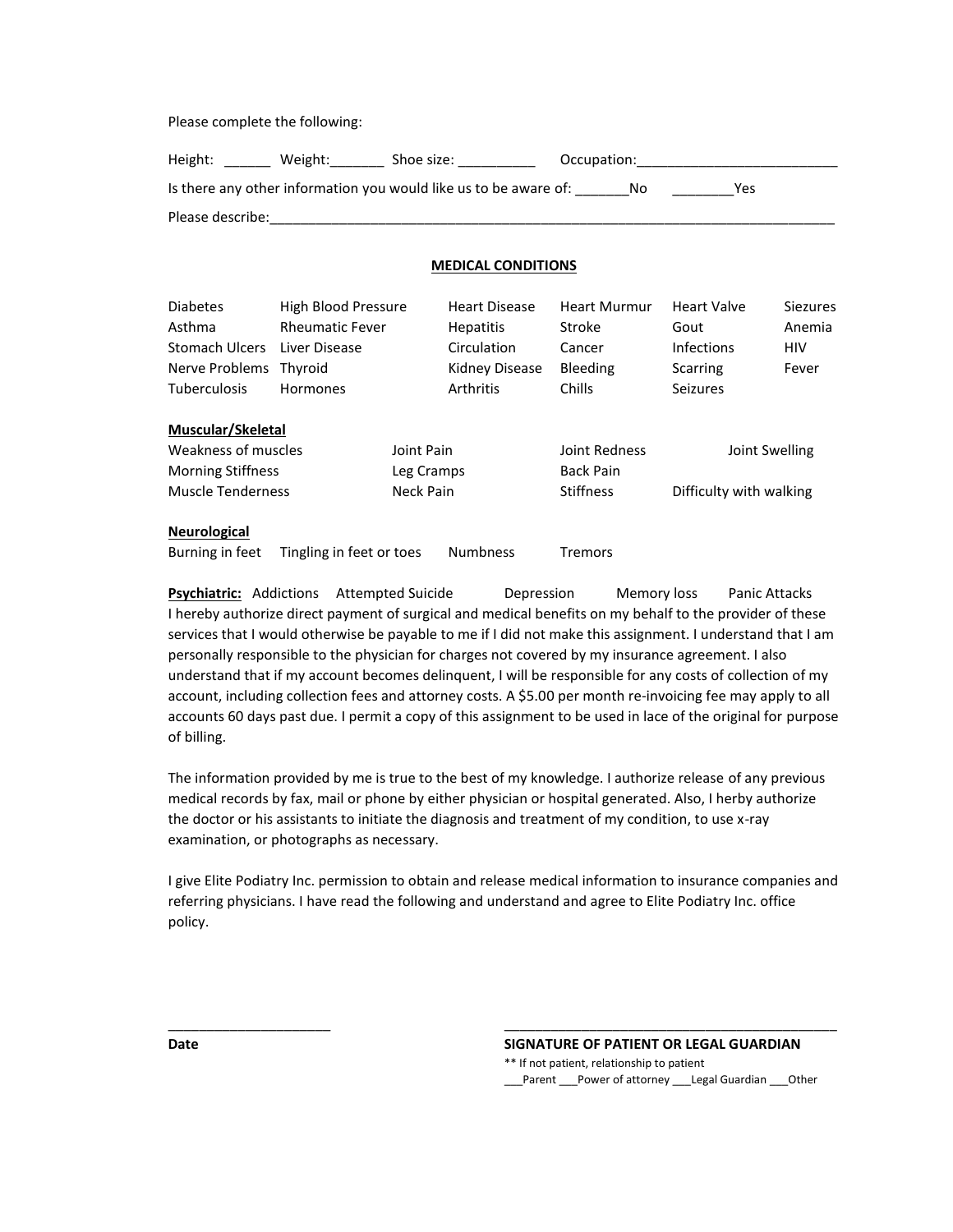Please complete the following:

Height: ______ Weight:_______ Shoe size: __________ Occupation:__________________________

Is there any other information you would like us to be aware of: _______No ________Yes

Please describe:_____________________________________________________________________________

## MEDICAL CONDITIONS

| | | | | | |
|---|---|---|---|---|---|
| Diabetes | High Blood Pressure | Heart Disease | Heart Murmur | Heart Valve | Siezures |
| Asthma | Rheumatic Fever | Hepatitis | Stroke | Gout | Anemia |
| Stomach Ulcers | Liver Disease | Circulation | Cancer | Infections | HIV |
| Nerve Problems | Thyroid | Kidney Disease | Bleeding | Scarring | Fever |
| Tuberculosis | Hormones | Arthritis | Chills | Seizures | |

**Muscular/Skeletal**

| | | | |
|---|---|---|---|
| Weakness of muscles | Joint Pain | Joint Redness | Joint Swelling |
| Morning Stiffness | Leg Cramps | Back Pain | |
| Muscle Tenderness | Neck Pain | Stiffness | Difficulty with walking |

**Neurological**

Burning in feet Tingling in feet or toes Numbness Tremors

**Psychiatric:** Addictions Attempted Suicide Depression Memory loss Panic Attacks

I hereby authorize direct payment of surgical and medical benefits on my behalf to the provider of these services that I would otherwise be payable to me if I did not make this assignment. I understand that I am personally responsible to the physician for charges not covered by my insurance agreement. I also understand that if my account becomes delinquent, I will be responsible for any costs of collection of my account, including collection fees and attorney costs. A $5.00 per month re-invoicing fee may apply to all accounts 60 days past due. I permit a copy of this assignment to be used in lace of the original for purpose of billing.

The information provided by me is true to the best of my knowledge. I authorize release of any previous medical records by fax, mail or phone by either physician or hospital generated. Also, I herby authorize the doctor or his assistants to initiate the diagnosis and treatment of my condition, to use x-ray examination, or photographs as necessary.

I give Elite Podiatry Inc. permission to obtain and release medical information to insurance companies and referring physicians. I have read the following and understand and agree to Elite Podiatry Inc. office policy.

_____________________ _____________________________________________

**Date** **SIGNATURE OF PATIENT OR LEGAL GUARDIAN**

** If not patient, relationship to patient

___Parent ___Power of attorney ___Legal Guardian ___Other